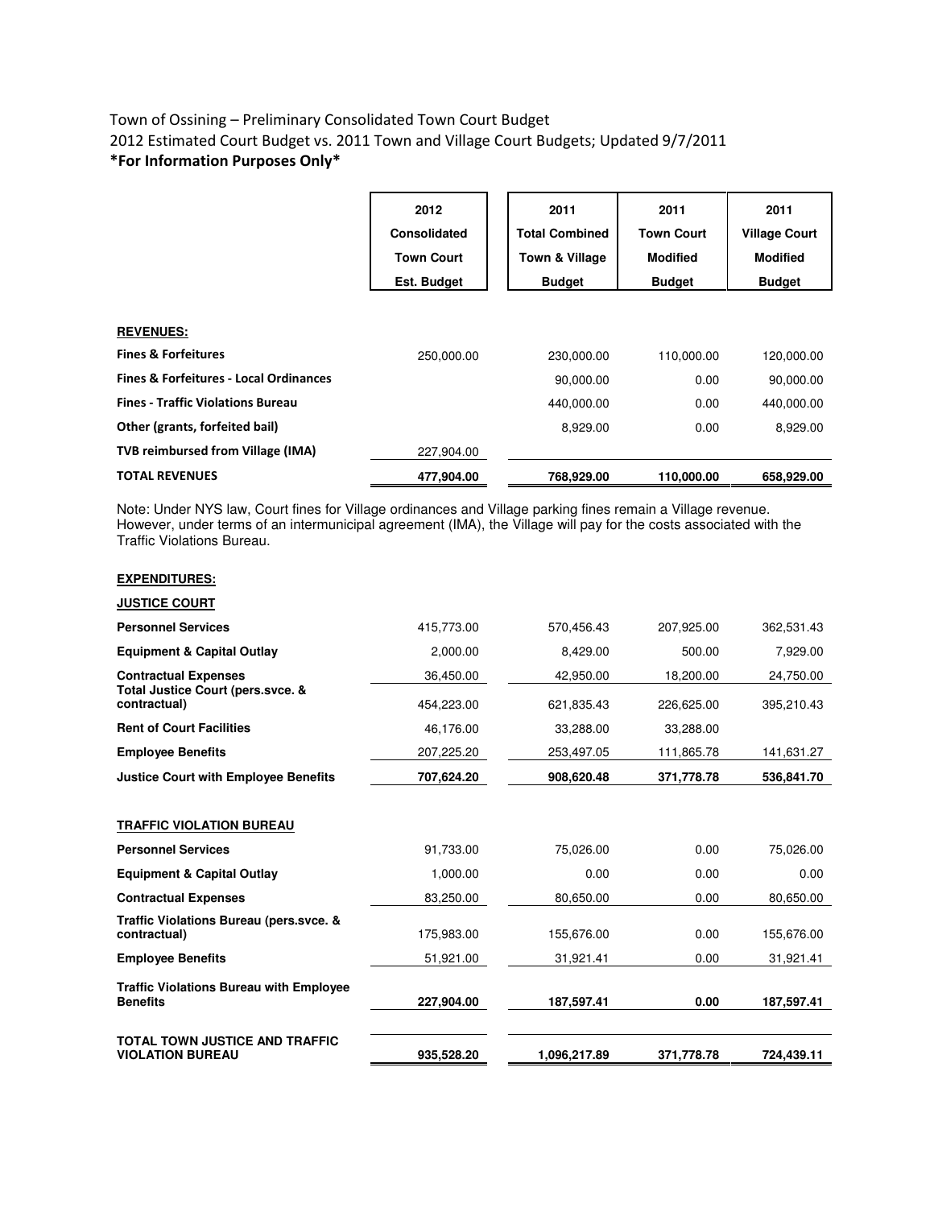Town of Ossining – Preliminary Consolidated Town Court Budget

2012 Estimated Court Budget vs. 2011 Town and Village Court Budgets; Updated 9/7/2011

**\*For Information Purposes Only\***

| | 2012 Consolidated Town Court Est. Budget | 2011 Total Combined Town & Village Budget | 2011 Town Court Modified Budget | 2011 Village Court Modified Budget |
|---|---|---|---|---|
| **REVENUES:** | | | | |
| **Fines & Forfeitures** | 250,000.00 | 230,000.00 | 110,000.00 | 120,000.00 |
| **Fines & Forfeitures - Local Ordinances** | | 90,000.00 | 0.00 | 90,000.00 |
| **Fines - Traffic Violations Bureau** | | 440,000.00 | 0.00 | 440,000.00 |
| **Other (grants, forfeited bail)** | | 8,929.00 | 0.00 | 8,929.00 |
| **TVB reimbursed from Village (IMA)** | 227,904.00 | | | |
| **TOTAL REVENUES** | **477,904.00** | **768,929.00** | **110,000.00** | **658,929.00** |

Note: Under NYS law, Court fines for Village ordinances and Village parking fines remain a Village revenue. However, under terms of an intermunicipal agreement (IMA), the Village will pay for the costs associated with the Traffic Violations Bureau.

| | 2012 Consolidated Town Court Est. Budget | 2011 Total Combined Town & Village Budget | 2011 Town Court Modified Budget | 2011 Village Court Modified Budget |
|---|---|---|---|---|
| **EXPENDITURES:** | | | | |
| **JUSTICE COURT** | | | | |
| **Personnel Services** | 415,773.00 | 570,456.43 | 207,925.00 | 362,531.43 |
| **Equipment & Capital Outlay** | 2,000.00 | 8,429.00 | 500.00 | 7,929.00 |
| **Contractual Expenses** | 36,450.00 | 42,950.00 | 18,200.00 | 24,750.00 |
| **Total Justice Court (pers.svce. & contractual)** | 454,223.00 | 621,835.43 | 226,625.00 | 395,210.43 |
| **Rent of Court Facilities** | 46,176.00 | 33,288.00 | 33,288.00 | |
| **Employee Benefits** | 207,225.20 | 253,497.05 | 111,865.78 | 141,631.27 |
| **Justice Court with Employee Benefits** | **707,624.20** | **908,620.48** | **371,778.78** | **536,841.70** |
| **TRAFFIC VIOLATION BUREAU** | | | | |
| **Personnel Services** | 91,733.00 | 75,026.00 | 0.00 | 75,026.00 |
| **Equipment & Capital Outlay** | 1,000.00 | 0.00 | 0.00 | 0.00 |
| **Contractual Expenses** | 83,250.00 | 80,650.00 | 0.00 | 80,650.00 |
| **Traffic Violations Bureau (pers.svce. & contractual)** | 175,983.00 | 155,676.00 | 0.00 | 155,676.00 |
| **Employee Benefits** | 51,921.00 | 31,921.41 | 0.00 | 31,921.41 |
| **Traffic Violations Bureau with Employee Benefits** | **227,904.00** | **187,597.41** | **0.00** | **187,597.41** |
| **TOTAL TOWN JUSTICE AND TRAFFIC VIOLATION BUREAU** | **935,528.20** | **1,096,217.89** | **371,778.78** | **724,439.11** |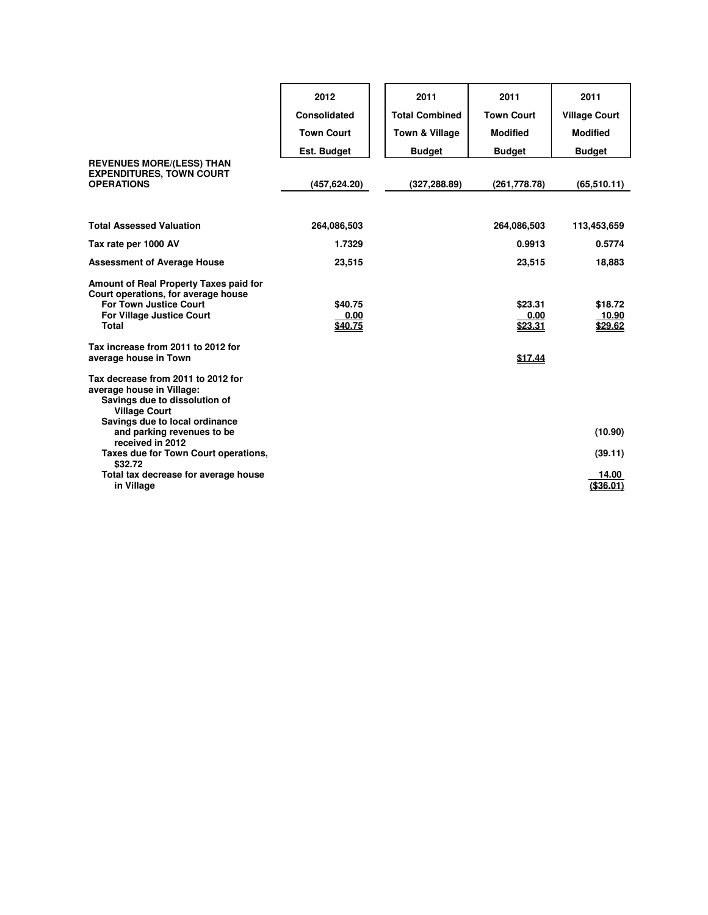| | 2012 Consolidated Town Court Est. Budget | 2011 Total Combined Town & Village Budget | 2011 Town Court Modified Budget | 2011 Village Court Modified Budget |
|---|---|---|---|---|
| **REVENUES MORE/(LESS) THAN EXPENDITURES, TOWN COURT OPERATIONS** | (457,624.20) | (327,288.89) | (261,778.78) | (65,510.11) |
| **Total Assessed Valuation** | 264,086,503 | | 264,086,503 | 113,453,659 |
| **Tax rate per 1000 AV** | 1.7329 | | 0.9913 | 0.5774 |
| **Assessment of Average House** | 23,515 | | 23,515 | 18,883 |
| **Amount of Real Property Taxes paid for Court operations, for average house** | | | | |
| **For Town Justice Court** | $40.75 | | $23.31 | $18.72 |
| **For Village Justice Court** | 0.00 | | 0.00 | 10.90 |
| **Total** | $40.75 | | $23.31 | $29.62 |
| **Tax increase from 2011 to 2012 for average house in Town** | | | $17.44 | |
| **Tax decrease from 2011 to 2012 for average house in Village:** | | | | |
| **Savings due to dissolution of Village Court** | | | | (10.90) |
| **Savings due to local ordinance and parking revenues to be received in 2012** | | | | (39.11) |
| **Taxes due for Town Court operations, $32.72** | | | | 14.00 |
| **Total tax decrease for average house in Village** | | | | ($36.01) |